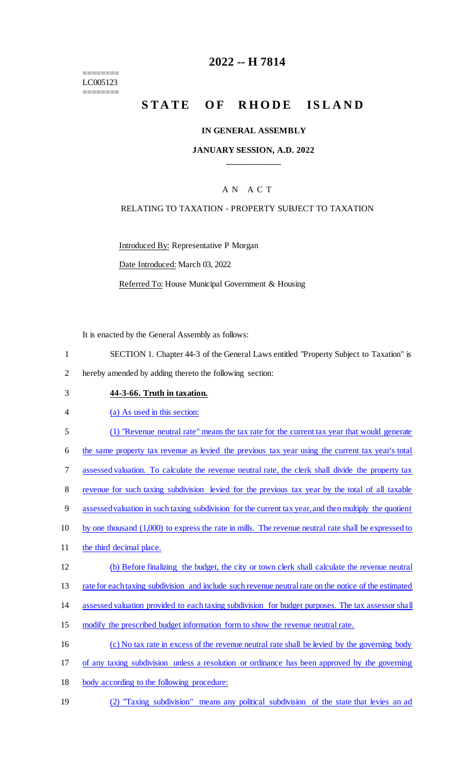========
LC005123
========

# 2022 -- H 7814

# STATE OF RHODE ISLAND

### IN GENERAL ASSEMBLY

### JANUARY SESSION, A.D. 2022

____________

A N A C T

RELATING TO TAXATION - PROPERTY SUBJECT TO TAXATION

Introduced By: Representative P Morgan

Date Introduced: March 03, 2022

Referred To: House Municipal Government & Housing

It is enacted by the General Assembly as follows:

1 SECTION 1. Chapter 44-3 of the General Laws entitled "Property Subject to Taxation" is
2 hereby amended by adding thereto the following section:

3 **44-3-66. Truth in taxation.**

4 (a) As used in this section:

5 (1) "Revenue neutral rate" means the tax rate for the current tax year that would generate
6 the same property tax revenue as levied the previous tax year using the current tax year's total
7 assessed valuation. To calculate the revenue neutral rate, the clerk shall divide the property tax
8 revenue for such taxing subdivision levied for the previous tax year by the total of all taxable
9 assessed valuation in such taxing subdivision for the current tax year, and then multiply the quotient
10 by one thousand (1,000) to express the rate in mills. The revenue neutral rate shall be expressed to
11 the third decimal place.

12 (b) Before finalizing the budget, the city or town clerk shall calculate the revenue neutral
13 rate for each taxing subdivision and include such revenue neutral rate on the notice of the estimated
14 assessed valuation provided to each taxing subdivision for budget purposes. The tax assessor shall
15 modify the prescribed budget information form to show the revenue neutral rate.

16 (c) No tax rate in excess of the revenue neutral rate shall be levied by the governing body
17 of any taxing subdivision unless a resolution or ordinance has been approved by the governing
18 body according to the following procedure:

19 (2) "Taxing subdivision" means any political subdivision of the state that levies an ad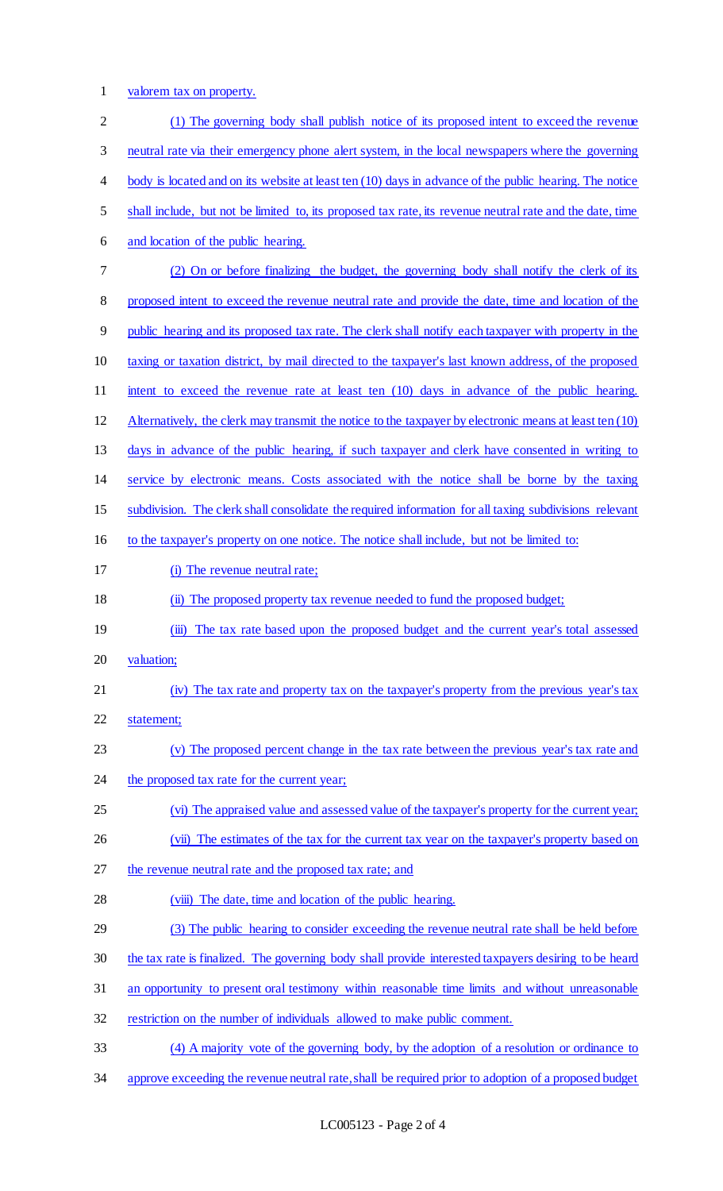valorem tax on property.

(1) The governing body shall publish notice of its proposed intent to exceed the revenue neutral rate via their emergency phone alert system, in the local newspapers where the governing body is located and on its website at least ten (10) days in advance of the public hearing. The notice shall include, but not be limited to, its proposed tax rate, its revenue neutral rate and the date, time and location of the public hearing.

(2) On or before finalizing the budget, the governing body shall notify the clerk of its proposed intent to exceed the revenue neutral rate and provide the date, time and location of the public hearing and its proposed tax rate. The clerk shall notify each taxpayer with property in the taxing or taxation district, by mail directed to the taxpayer's last known address, of the proposed intent to exceed the revenue rate at least ten (10) days in advance of the public hearing. Alternatively, the clerk may transmit the notice to the taxpayer by electronic means at least ten (10) days in advance of the public hearing, if such taxpayer and clerk have consented in writing to service by electronic means. Costs associated with the notice shall be borne by the taxing subdivision. The clerk shall consolidate the required information for all taxing subdivisions relevant to the taxpayer's property on one notice. The notice shall include, but not be limited to:

(i) The revenue neutral rate;

(ii) The proposed property tax revenue needed to fund the proposed budget;

(iii) The tax rate based upon the proposed budget and the current year's total assessed valuation;

(iv) The tax rate and property tax on the taxpayer's property from the previous year's tax statement;

(v) The proposed percent change in the tax rate between the previous year's tax rate and the proposed tax rate for the current year;

(vi) The appraised value and assessed value of the taxpayer's property for the current year;

(vii) The estimates of the tax for the current tax year on the taxpayer's property based on the revenue neutral rate and the proposed tax rate; and

(viii) The date, time and location of the public hearing.

(3) The public hearing to consider exceeding the revenue neutral rate shall be held before the tax rate is finalized. The governing body shall provide interested taxpayers desiring to be heard an opportunity to present oral testimony within reasonable time limits and without unreasonable restriction on the number of individuals allowed to make public comment.

(4) A majority vote of the governing body, by the adoption of a resolution or ordinance to approve exceeding the revenue neutral rate, shall be required prior to adoption of a proposed budget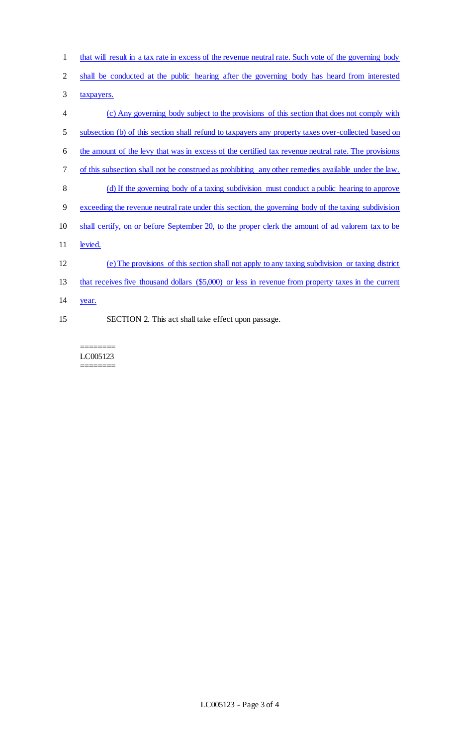that will result in a tax rate in excess of the revenue neutral rate. Such vote of the governing body shall be conducted at the public hearing after the governing body has heard from interested taxpayers.

(c) Any governing body subject to the provisions of this section that does not comply with subsection (b) of this section shall refund to taxpayers any property taxes over-collected based on the amount of the levy that was in excess of the certified tax revenue neutral rate. The provisions of this subsection shall not be construed as prohibiting any other remedies available under the law.

(d) If the governing body of a taxing subdivision must conduct a public hearing to approve exceeding the revenue neutral rate under this section, the governing body of the taxing subdivision shall certify, on or before September 20, to the proper clerk the amount of ad valorem tax to be levied.

(e) The provisions of this section shall not apply to any taxing subdivision or taxing district that receives five thousand dollars ($5,000) or less in revenue from property taxes in the current year.

SECTION 2. This act shall take effect upon passage.

========
LC005123
========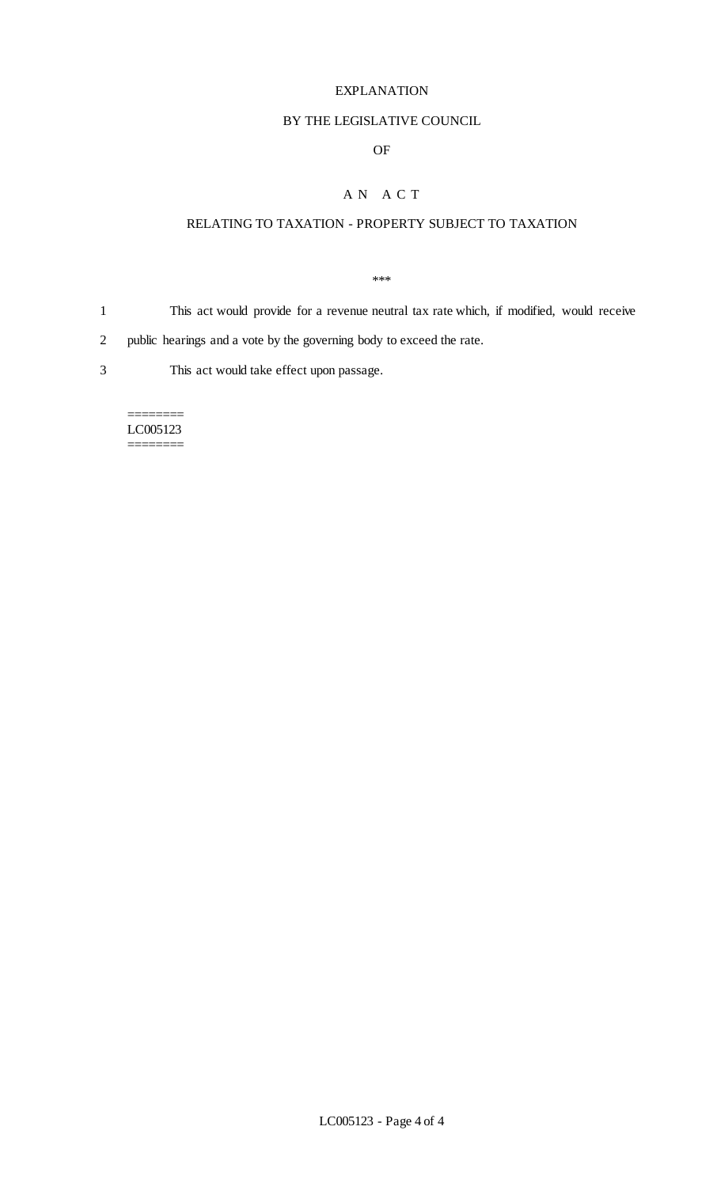EXPLANATION

BY THE LEGISLATIVE COUNCIL

OF

# A N A C T

## RELATING TO TAXATION - PROPERTY SUBJECT TO TAXATION

***

1 This act would provide for a revenue neutral tax rate which, if modified, would receive
2 public hearings and a vote by the governing body to exceed the rate.
3 This act would take effect upon passage.

========
LC005123
========